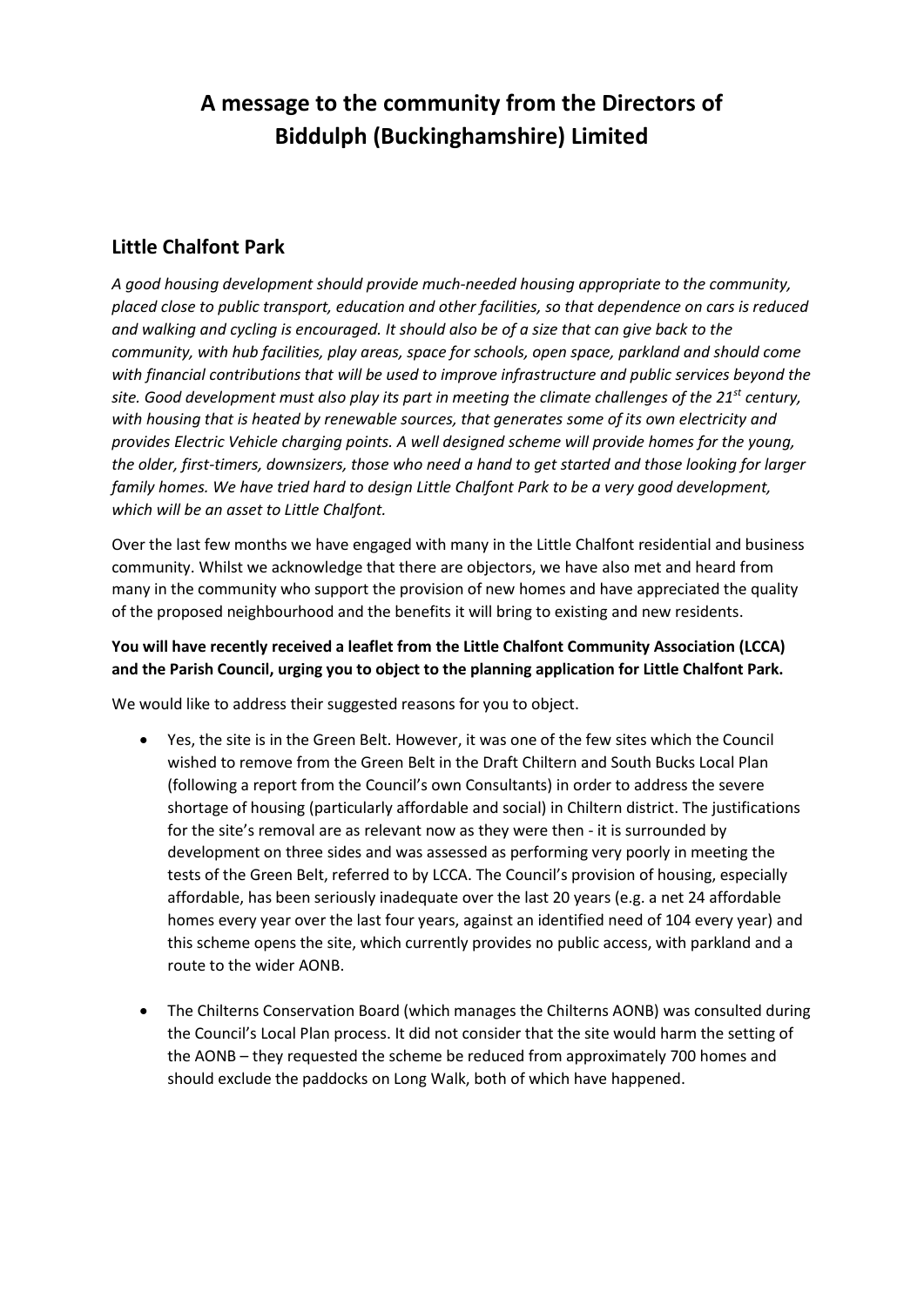# A message to the community from the Directors of Biddulph (Buckinghamshire) Limited

## Little Chalfont Park

*A good housing development should provide much-needed housing appropriate to the community, placed close to public transport, education and other facilities, so that dependence on cars is reduced and walking and cycling is encouraged. It should also be of a size that can give back to the community, with hub facilities, play areas, space for schools, open space, parkland and should come with financial contributions that will be used to improve infrastructure and public services beyond the site. Good development must also play its part in meeting the climate challenges of the 21st century, with housing that is heated by renewable sources, that generates some of its own electricity and provides Electric Vehicle charging points. A well designed scheme will provide homes for the young, the older, first-timers, downsizers, those who need a hand to get started and those looking for larger family homes. We have tried hard to design Little Chalfont Park to be a very good development, which will be an asset to Little Chalfont.*

Over the last few months we have engaged with many in the Little Chalfont residential and business community. Whilst we acknowledge that there are objectors, we have also met and heard from many in the community who support the provision of new homes and have appreciated the quality of the proposed neighbourhood and the benefits it will bring to existing and new residents.

**You will have recently received a leaflet from the Little Chalfont Community Association (LCCA) and the Parish Council, urging you to object to the planning application for Little Chalfont Park.**

We would like to address their suggested reasons for you to object.

- Yes, the site is in the Green Belt. However, it was one of the few sites which the Council wished to remove from the Green Belt in the Draft Chiltern and South Bucks Local Plan (following a report from the Council's own Consultants) in order to address the severe shortage of housing (particularly affordable and social) in Chiltern district. The justifications for the site's removal are as relevant now as they were then - it is surrounded by development on three sides and was assessed as performing very poorly in meeting the tests of the Green Belt, referred to by LCCA. The Council's provision of housing, especially affordable, has been seriously inadequate over the last 20 years (e.g. a net 24 affordable homes every year over the last four years, against an identified need of 104 every year) and this scheme opens the site, which currently provides no public access, with parkland and a route to the wider AONB.

- The Chilterns Conservation Board (which manages the Chilterns AONB) was consulted during the Council's Local Plan process. It did not consider that the site would harm the setting of the AONB – they requested the scheme be reduced from approximately 700 homes and should exclude the paddocks on Long Walk, both of which have happened.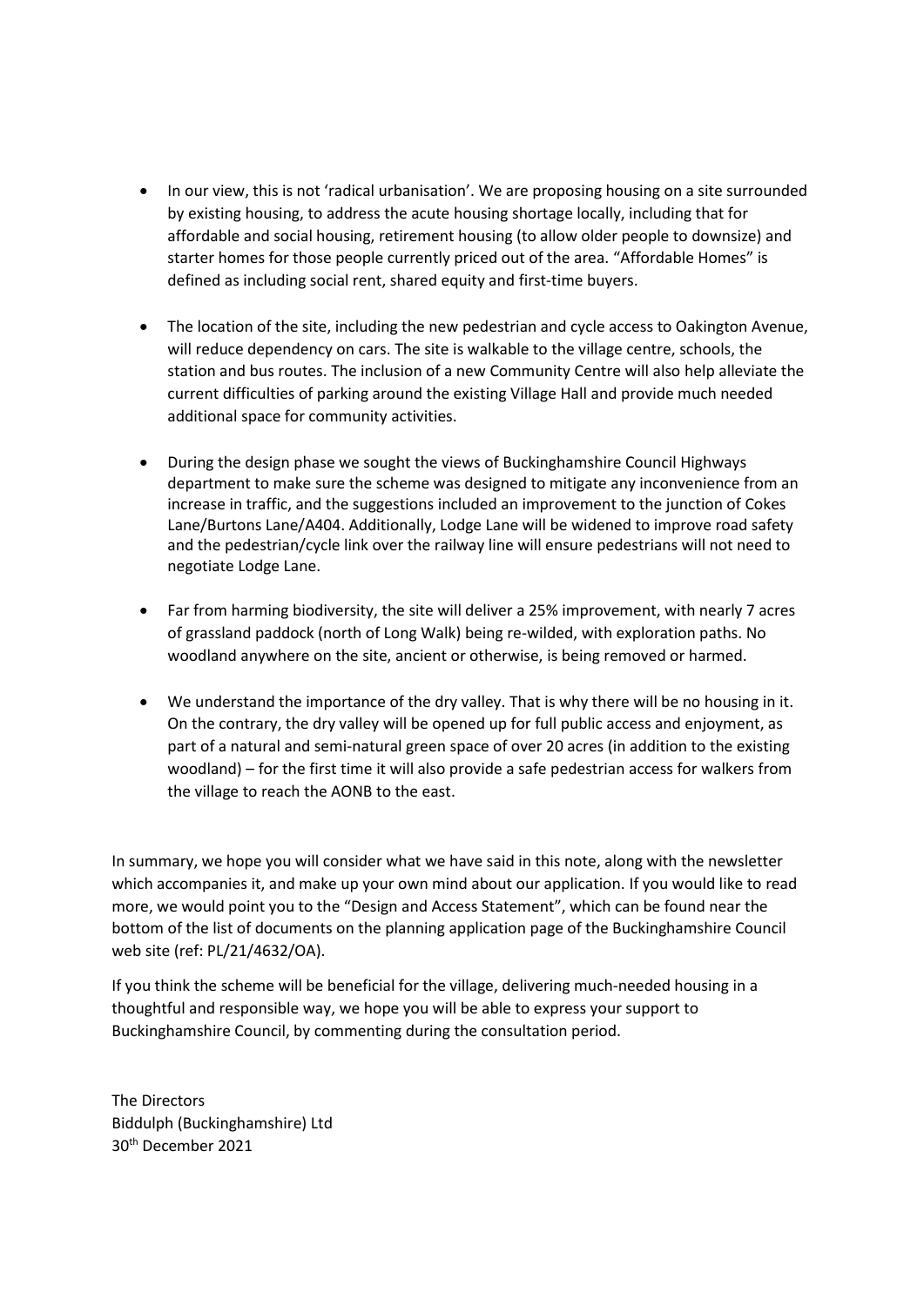- In our view, this is not 'radical urbanisation'. We are proposing housing on a site surrounded by existing housing, to address the acute housing shortage locally, including that for affordable and social housing, retirement housing (to allow older people to downsize) and starter homes for those people currently priced out of the area. "Affordable Homes" is defined as including social rent, shared equity and first-time buyers.

- The location of the site, including the new pedestrian and cycle access to Oakington Avenue, will reduce dependency on cars. The site is walkable to the village centre, schools, the station and bus routes. The inclusion of a new Community Centre will also help alleviate the current difficulties of parking around the existing Village Hall and provide much needed additional space for community activities.

- During the design phase we sought the views of Buckinghamshire Council Highways department to make sure the scheme was designed to mitigate any inconvenience from an increase in traffic, and the suggestions included an improvement to the junction of Cokes Lane/Burtons Lane/A404. Additionally, Lodge Lane will be widened to improve road safety and the pedestrian/cycle link over the railway line will ensure pedestrians will not need to negotiate Lodge Lane.

- Far from harming biodiversity, the site will deliver a 25% improvement, with nearly 7 acres of grassland paddock (north of Long Walk) being re-wilded, with exploration paths. No woodland anywhere on the site, ancient or otherwise, is being removed or harmed.

- We understand the importance of the dry valley. That is why there will be no housing in it. On the contrary, the dry valley will be opened up for full public access and enjoyment, as part of a natural and semi-natural green space of over 20 acres (in addition to the existing woodland) – for the first time it will also provide a safe pedestrian access for walkers from the village to reach the AONB to the east.

In summary, we hope you will consider what we have said in this note, along with the newsletter which accompanies it, and make up your own mind about our application. If you would like to read more, we would point you to the "Design and Access Statement", which can be found near the bottom of the list of documents on the planning application page of the Buckinghamshire Council web site (ref: PL/21/4632/OA).

If you think the scheme will be beneficial for the village, delivering much-needed housing in a thoughtful and responsible way, we hope you will be able to express your support to Buckinghamshire Council, by commenting during the consultation period.

The Directors
Biddulph (Buckinghamshire) Ltd
30th December 2021